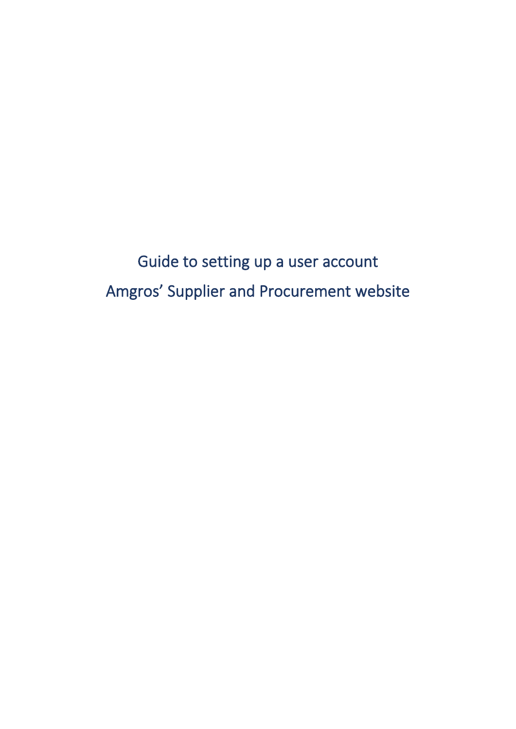# Guide to setting up a user account

# Amgros' Supplier and Procurement website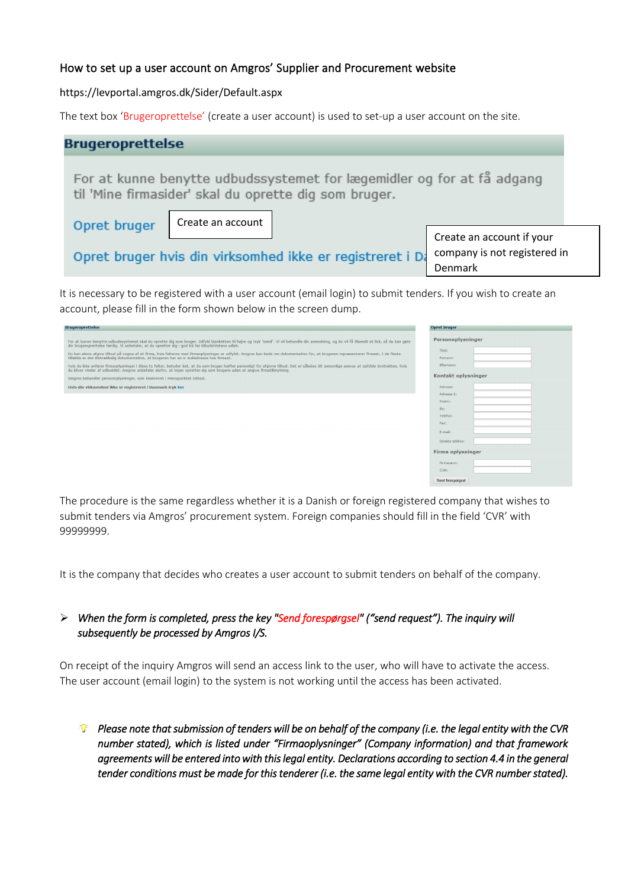How to set up a user account on Amgros' Supplier and Procurement website

https://levportal.amgros.dk/Sider/Default.aspx

The text box 'Brugeroprettelse' (create a user account) is used to set-up a user account on the site.

**Brugeroprettelse**

For at kunne benytte udbudssystemet for lægemidler og for at få adgang til 'Mine firmasider' skal du oprette dig som bruger.

Opret bruger — Create an account

Opret bruger hvis din virksomhed ikke er registreret i Danmark — Create an account if your company is not registered in Denmark

It is necessary to be registered with a user account (email login) to submit tenders. If you wish to create an account, please fill in the form shown below in the screen dump.

**Brugeroprettelse**

**Opret bruger**

Personoplysninger: Titel, Fornavn, Efternavn

Kontakt oplysninger: Adresse, Adresse 2, Postnr, By, Telefon, Fax, E-mail, Direkte telefon

Firma oplysninger: Firmanavn, CVR

Send forespørgsel

The procedure is the same regardless whether it is a Danish or foreign registered company that wishes to submit tenders via Amgros' procurement system. Foreign companies should fill in the field 'CVR' with 99999999.

It is the company that decides who creates a user account to submit tenders on behalf of the company.

- *When the form is completed, press the key "Send forespørgsel" ("send request"). The inquiry will subsequently be processed by Amgros I/S.*

On receipt of the inquiry Amgros will send an access link to the user, who will have to activate the access. The user account (email login) to the system is not working until the access has been activated.

*Please note that submission of tenders will be on behalf of the company (i.e. the legal entity with the CVR number stated), which is listed under "Firmaoplysninger" (Company information) and that framework agreements will be entered into with this legal entity. Declarations according to section 4.4 in the general tender conditions must be made for this tenderer (i.e. the same legal entity with the CVR number stated).*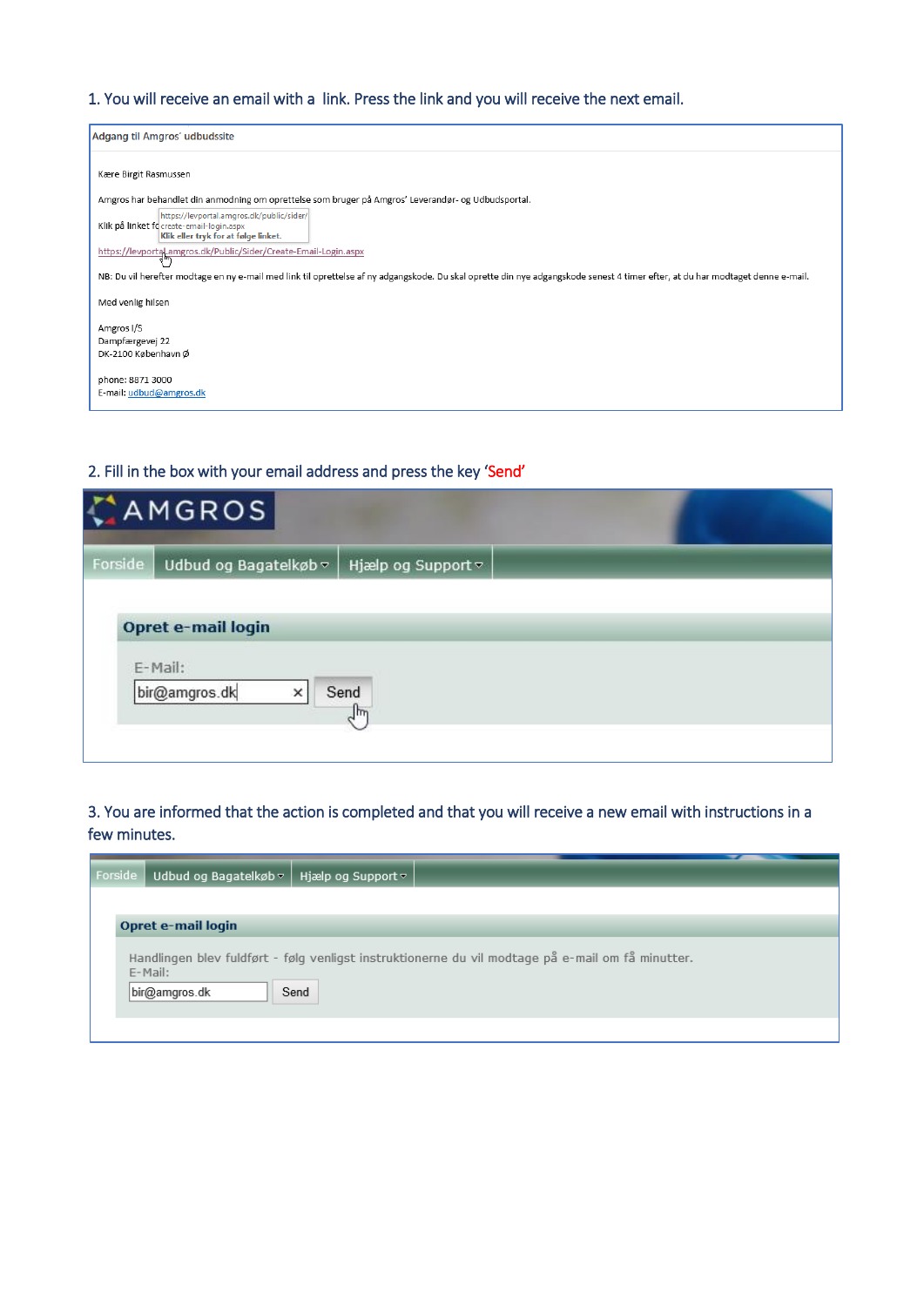1. You will receive an email with a link. Press the link and you will receive the next email.

Adgang til Amgros' udbudssite

Kære Birgit Rasmussen

Amgros har behandlet din anmodning om oprettelse som bruger på Amgros' Leverandør- og Udbudsportal.

Klik på linket fo https://levportal.amgros.dk/public/sider/create-email-login.aspx Klik eller tryk for at følge linket.

https://levportal.amgros.dk/Public/Sider/Create-Email-Login.aspx

NB: Du vil herefter modtage en ny e-mail med link til oprettelse af ny adgangskode. Du skal oprette din nye adgangskode senest 4 timer efter, at du har modtaget denne e-mail.

Med venlig hilsen

Amgros I/S
Dampfærgevej 22
DK-2100 København Ø

phone: 8871 3000
E-mail: udbud@amgros.dk

2. Fill in the box with your email address and press the key 'Send'

AMGROS

Forside | Udbud og Bagatelkøb | Hjælp og Support

Opret e-mail login

E-Mail:
bir@amgros.dk
Send

3. You are informed that the action is completed and that you will receive a new email with instructions in a few minutes.

Forside | Udbud og Bagatelkøb | Hjælp og Support

Opret e-mail login

Handlingen blev fuldført - følg venligst instruktionerne du vil modtage på e-mail om få minutter.
E-Mail:
bir@amgros.dk
Send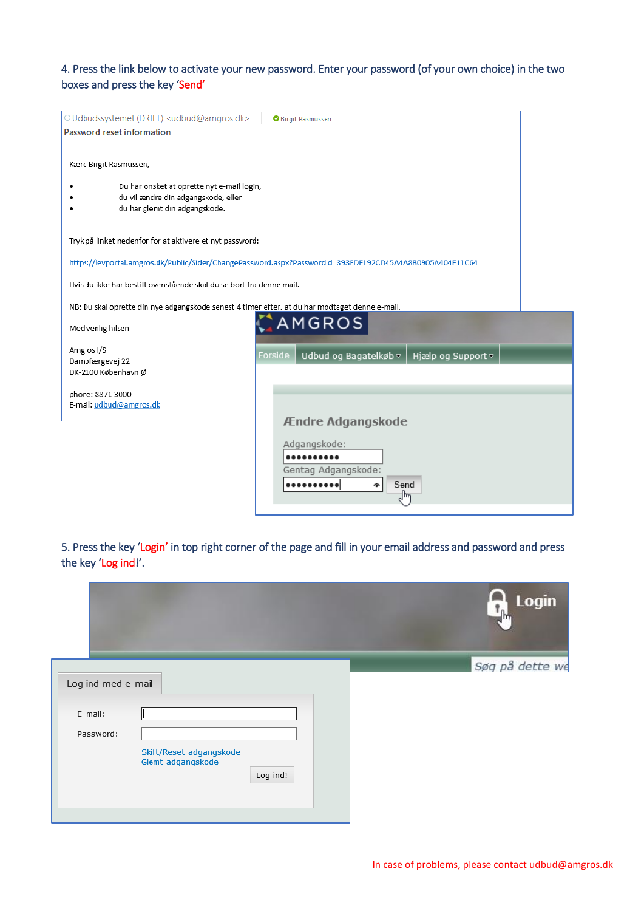4. Press the link below to activate your new password. Enter your password (of your own choice) in the two boxes and press the key 'Send'

Udbudssystemet (DRIFT) <udbud@amgros.dk>    Birgit Rasmussen

Password reset information

Kære Birgit Rasmussen,

- Du har ønsket at oprette nyt e-mail login,
- du vil ændre din adgangskode, eller
- du har glemt din adgangskode.

Tryk på linket nedenfor for at aktivere et nyt password:

http://levportal.amgros.dk/Public/Sider/ChangePassword.aspx?PasswordId=393FDF192CD45A4A8B0905A404F11C64

Hvis du ikke har bestilt ovenstående skal du se bort fra denne mail.

NB: Du skal oprette din nye adgangskode senest 4 timer efter, at du har modtaget denne e-mail.

Med venlig hilsen

Amgros I/S
Dampfærgevej 22
DK-2100 København Ø

phone: 8871 3000
E-mail: udbud@amgros.dk

AMGROS

Forside | Udbud og Bagatelkøb | Hjælp og Support

Ændre Adgangskode

Adgangskode: ●●●●●●●●●●

Gentag Adgangskode: ●●●●●●●●●●

Send

5. Press the key 'Login' in top right corner of the page and fill in your email address and password and press the key 'Log ind!'.

Login

Søg på dette we

Log ind med e-mail

E-mail:

Password:

Skift/Reset adgangskode
Glemt adgangskode

Log ind!

In case of problems, please contact udbud@amgros.dk